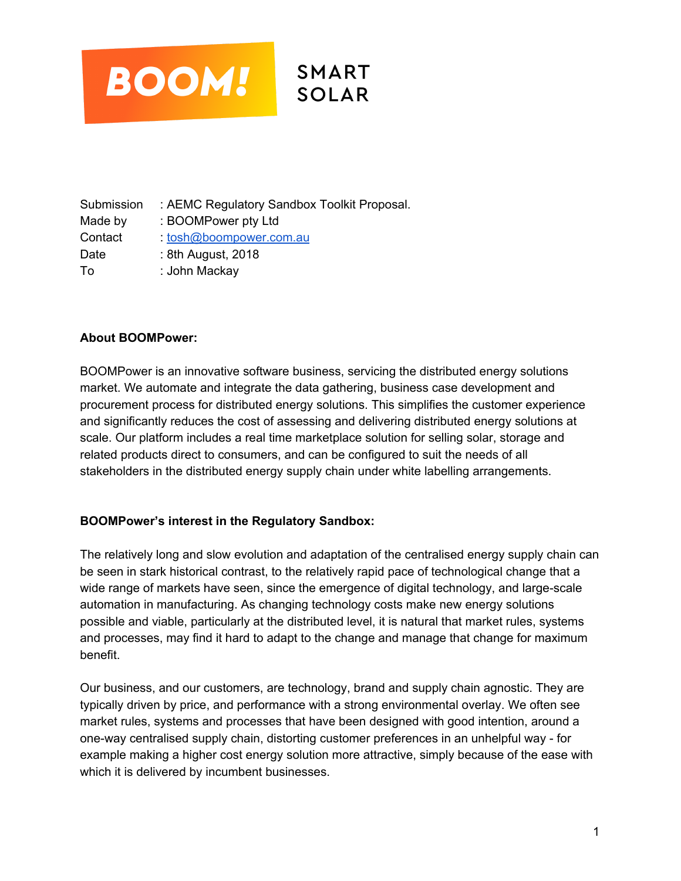BOOM! SMART SOLAR

| | |
|---|---|
| Submission | : AEMC Regulatory Sandbox Toolkit Proposal. |
| Made by | : BOOMPower pty Ltd |
| Contact | : tosh@boompower.com.au |
| Date | : 8th August, 2018 |
| To | : John Mackay |

**About BOOMPower:**

BOOMPower is an innovative software business, servicing the distributed energy solutions market. We automate and integrate the data gathering, business case development and procurement process for distributed energy solutions. This simplifies the customer experience and significantly reduces the cost of assessing and delivering distributed energy solutions at scale. Our platform includes a real time marketplace solution for selling solar, storage and related products direct to consumers, and can be configured to suit the needs of all stakeholders in the distributed energy supply chain under white labelling arrangements.

**BOOMPower's interest in the Regulatory Sandbox:**

The relatively long and slow evolution and adaptation of the centralised energy supply chain can be seen in stark historical contrast, to the relatively rapid pace of technological change that a wide range of markets have seen, since the emergence of digital technology, and large-scale automation in manufacturing. As changing technology costs make new energy solutions possible and viable, particularly at the distributed level, it is natural that market rules, systems and processes, may find it hard to adapt to the change and manage that change for maximum benefit.

Our business, and our customers, are technology, brand and supply chain agnostic. They are typically driven by price, and performance with a strong environmental overlay. We often see market rules, systems and processes that have been designed with good intention, around a one-way centralised supply chain, distorting customer preferences in an unhelpful way - for example making a higher cost energy solution more attractive, simply because of the ease with which it is delivered by incumbent businesses.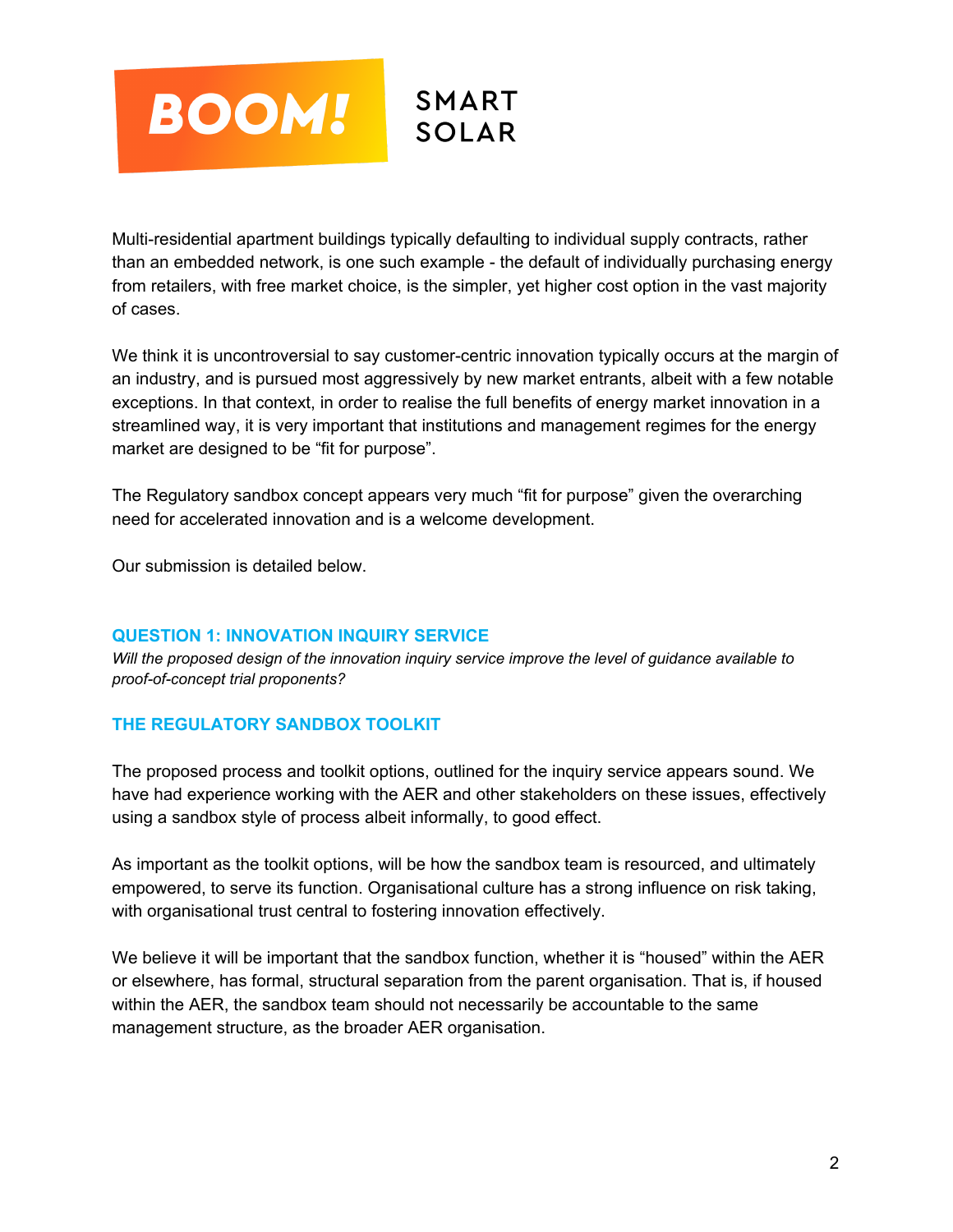Multi-residential apartment buildings typically defaulting to individual supply contracts, rather than an embedded network, is one such example - the default of individually purchasing energy from retailers, with free market choice, is the simpler, yet higher cost option in the vast majority of cases.

We think it is uncontroversial to say customer-centric innovation typically occurs at the margin of an industry, and is pursued most aggressively by new market entrants, albeit with a few notable exceptions. In that context, in order to realise the full benefits of energy market innovation in a streamlined way, it is very important that institutions and management regimes for the energy market are designed to be "fit for purpose".

The Regulatory sandbox concept appears very much "fit for purpose" given the overarching need for accelerated innovation and is a welcome development.

Our submission is detailed below.

## QUESTION 1: INNOVATION INQUIRY SERVICE

*Will the proposed design of the innovation inquiry service improve the level of guidance available to proof-of-concept trial proponents?*

## THE REGULATORY SANDBOX TOOLKIT

The proposed process and toolkit options, outlined for the inquiry service appears sound. We have had experience working with the AER and other stakeholders on these issues, effectively using a sandbox style of process albeit informally, to good effect.

As important as the toolkit options, will be how the sandbox team is resourced, and ultimately empowered, to serve its function. Organisational culture has a strong influence on risk taking, with organisational trust central to fostering innovation effectively.

We believe it will be important that the sandbox function, whether it is "housed" within the AER or elsewhere, has formal, structural separation from the parent organisation. That is, if housed within the AER, the sandbox team should not necessarily be accountable to the same management structure, as the broader AER organisation.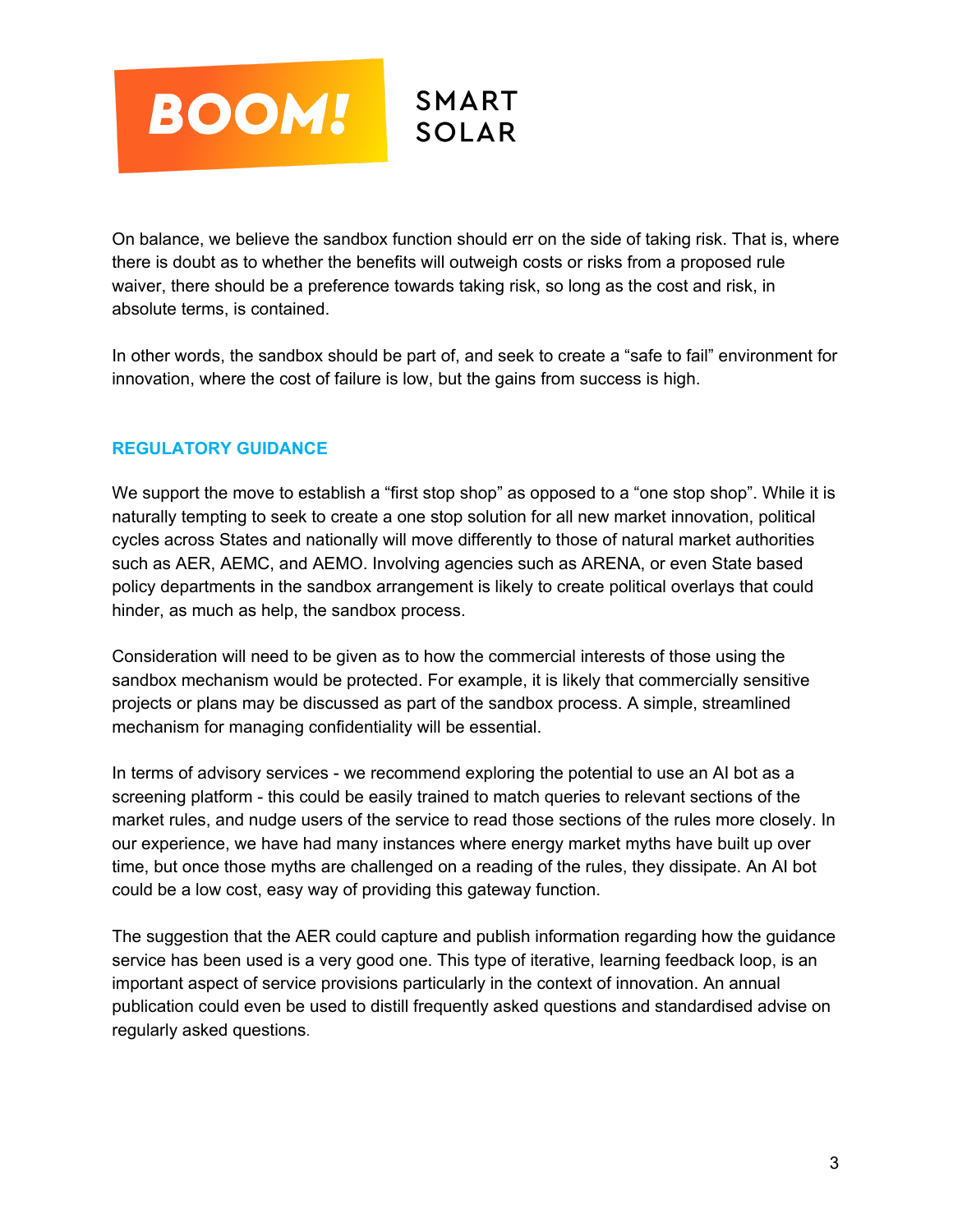On balance, we believe the sandbox function should err on the side of taking risk. That is, where there is doubt as to whether the benefits will outweigh costs or risks from a proposed rule waiver, there should be a preference towards taking risk, so long as the cost and risk, in absolute terms, is contained.

In other words, the sandbox should be part of, and seek to create a "safe to fail" environment for innovation, where the cost of failure is low, but the gains from success is high.

## REGULATORY GUIDANCE

We support the move to establish a "first stop shop" as opposed to a "one stop shop". While it is naturally tempting to seek to create a one stop solution for all new market innovation, political cycles across States and nationally will move differently to those of natural market authorities such as AER, AEMC, and AEMO. Involving agencies such as ARENA, or even State based policy departments in the sandbox arrangement is likely to create political overlays that could hinder, as much as help, the sandbox process.

Consideration will need to be given as to how the commercial interests of those using the sandbox mechanism would be protected. For example, it is likely that commercially sensitive projects or plans may be discussed as part of the sandbox process. A simple, streamlined mechanism for managing confidentiality will be essential.

In terms of advisory services - we recommend exploring the potential to use an AI bot as a screening platform - this could be easily trained to match queries to relevant sections of the market rules, and nudge users of the service to read those sections of the rules more closely. In our experience, we have had many instances where energy market myths have built up over time, but once those myths are challenged on a reading of the rules, they dissipate. An AI bot could be a low cost, easy way of providing this gateway function.

The suggestion that the AER could capture and publish information regarding how the guidance service has been used is a very good one. This type of iterative, learning feedback loop, is an important aspect of service provisions particularly in the context of innovation. An annual publication could even be used to distill frequently asked questions and standardised advise on regularly asked questions.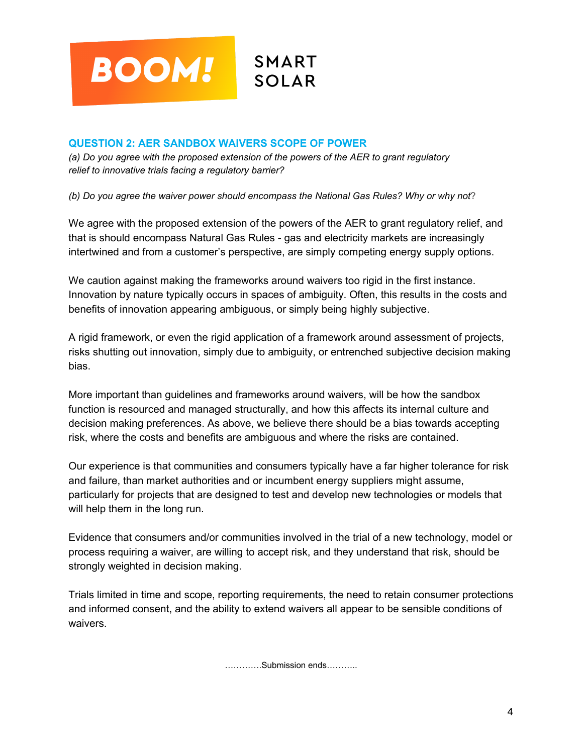BOOM! SMART SOLAR

## QUESTION 2: AER SANDBOX WAIVERS SCOPE OF POWER

*(a) Do you agree with the proposed extension of the powers of the AER to grant regulatory relief to innovative trials facing a regulatory barrier?*

*(b) Do you agree the waiver power should encompass the National Gas Rules? Why or why not?*

We agree with the proposed extension of the powers of the AER to grant regulatory relief, and that is should encompass Natural Gas Rules - gas and electricity markets are increasingly intertwined and from a customer's perspective, are simply competing energy supply options.

We caution against making the frameworks around waivers too rigid in the first instance. Innovation by nature typically occurs in spaces of ambiguity. Often, this results in the costs and benefits of innovation appearing ambiguous, or simply being highly subjective.

A rigid framework, or even the rigid application of a framework around assessment of projects, risks shutting out innovation, simply due to ambiguity, or entrenched subjective decision making bias.

More important than guidelines and frameworks around waivers, will be how the sandbox function is resourced and managed structurally, and how this affects its internal culture and decision making preferences. As above, we believe there should be a bias towards accepting risk, where the costs and benefits are ambiguous and where the risks are contained.

Our experience is that communities and consumers typically have a far higher tolerance for risk and failure, than market authorities and or incumbent energy suppliers might assume, particularly for projects that are designed to test and develop new technologies or models that will help them in the long run.

Evidence that consumers and/or communities involved in the trial of a new technology, model or process requiring a waiver, are willing to accept risk, and they understand that risk, should be strongly weighted in decision making.

Trials limited in time and scope, reporting requirements, the need to retain consumer protections and informed consent, and the ability to extend waivers all appear to be sensible conditions of waivers.

………….Submission ends………..